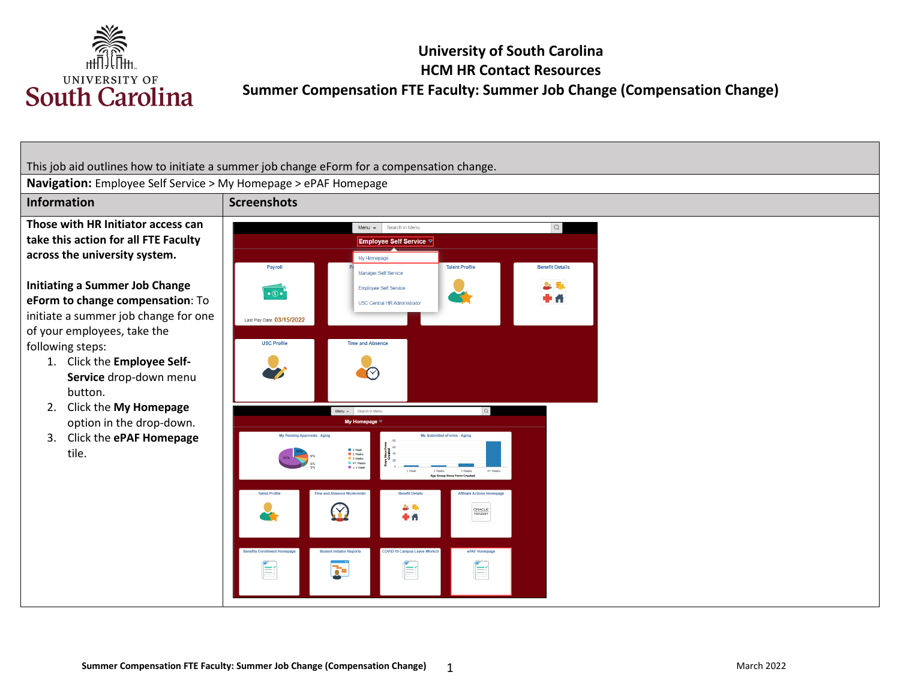# University of South Carolina
## HCM HR Contact Resources
## Summer Compensation FTE Faculty: Summer Job Change (Compensation Change)

This job aid outlines how to initiate a summer job change eForm for a compensation change.

**Navigation:** Employee Self Service > My Homepage > ePAF Homepage

| Information | Screenshots |
|---|---|
| **Those with HR Initiator access can take this action for all FTE Faculty across the university system.**<br><br>**Initiating a Summer Job Change eForm to change compensation**: To initiate a summer job change for one of your employees, take the following steps:<br>1. Click the **Employee Self-Service** drop-down menu button.<br>2. Click the **My Homepage** option in the drop-down.<br>3. Click the **ePAF Homepage** tile. | |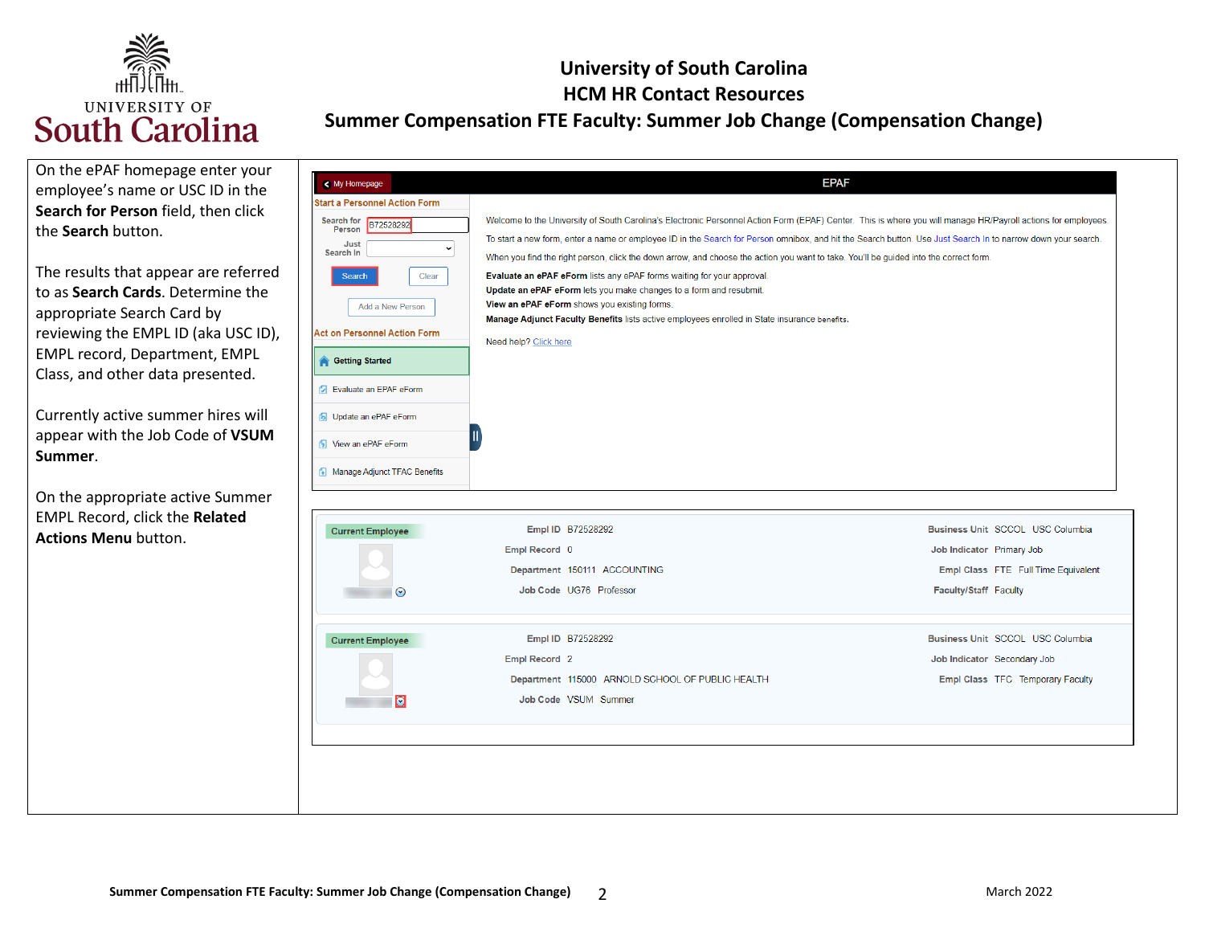# University of South Carolina
## HCM HR Contact Resources
## Summer Compensation FTE Faculty: Summer Job Change (Compensation Change)

On the ePAF homepage enter your employee's name or USC ID in the **Search for Person** field, then click the **Search** button.

The results that appear are referred to as **Search Cards**. Determine the appropriate Search Card by reviewing the EMPL ID (aka USC ID), EMPL record, Department, EMPL Class, and other data presented.

Currently active summer hires will appear with the Job Code of **VSUM Summer**.

On the appropriate active Summer EMPL Record, click the **Related Actions Menu** button.

My Homepage | EPAF

**Start a Personnel Action Form**

Search for Person: B72528292

Just Search In:

Search | Clear

Add a New Person

**Act on Personnel Action Form**

- Getting Started
- Evaluate an EPAF eForm
- Update an ePAF eForm
- View an ePAF eForm
- Manage Adjunct TFAC Benefits

Welcome to the University of South Carolina's Electronic Personnel Action Form (EPAF) Center. This is where you will manage HR/Payroll actions for employees.

To start a new form, enter a name or employee ID in the Search for Person omnibox, and hit the Search button. Use Just Search In to narrow down your search.

When you find the right person, click the down arrow, and choose the action you want to take. You'll be guided into the correct form.

**Evaluate an ePAF eForm** lists any ePAF forms waiting for your approval.
**Update an ePAF eForm** lets you make changes to a form and resubmit.
**View an ePAF eForm** shows you existing forms.
**Manage Adjunct Faculty Benefits** lists active employees enrolled in State insurance benefits.

Need help? Click here

**Current Employee**

| | | | |
|---|---|---|---|
| Empl ID | B72528292 | Business Unit | SCCOL USC Columbia |
| Empl Record | 0 | Job Indicator | Primary Job |
| Department | 150111 ACCOUNTING | Empl Class | FTE Full Time Equivalent |
| Job Code | UG76 Professor | Faculty/Staff | Faculty |

**Current Employee**

| | | | |
|---|---|---|---|
| Empl ID | B72528292 | Business Unit | SCCOL USC Columbia |
| Empl Record | 2 | Job Indicator | Secondary Job |
| Department | 115000 ARNOLD SCHOOL OF PUBLIC HEALTH | Empl Class | TFC Temporary Faculty |
| Job Code | VSUM Summer | | |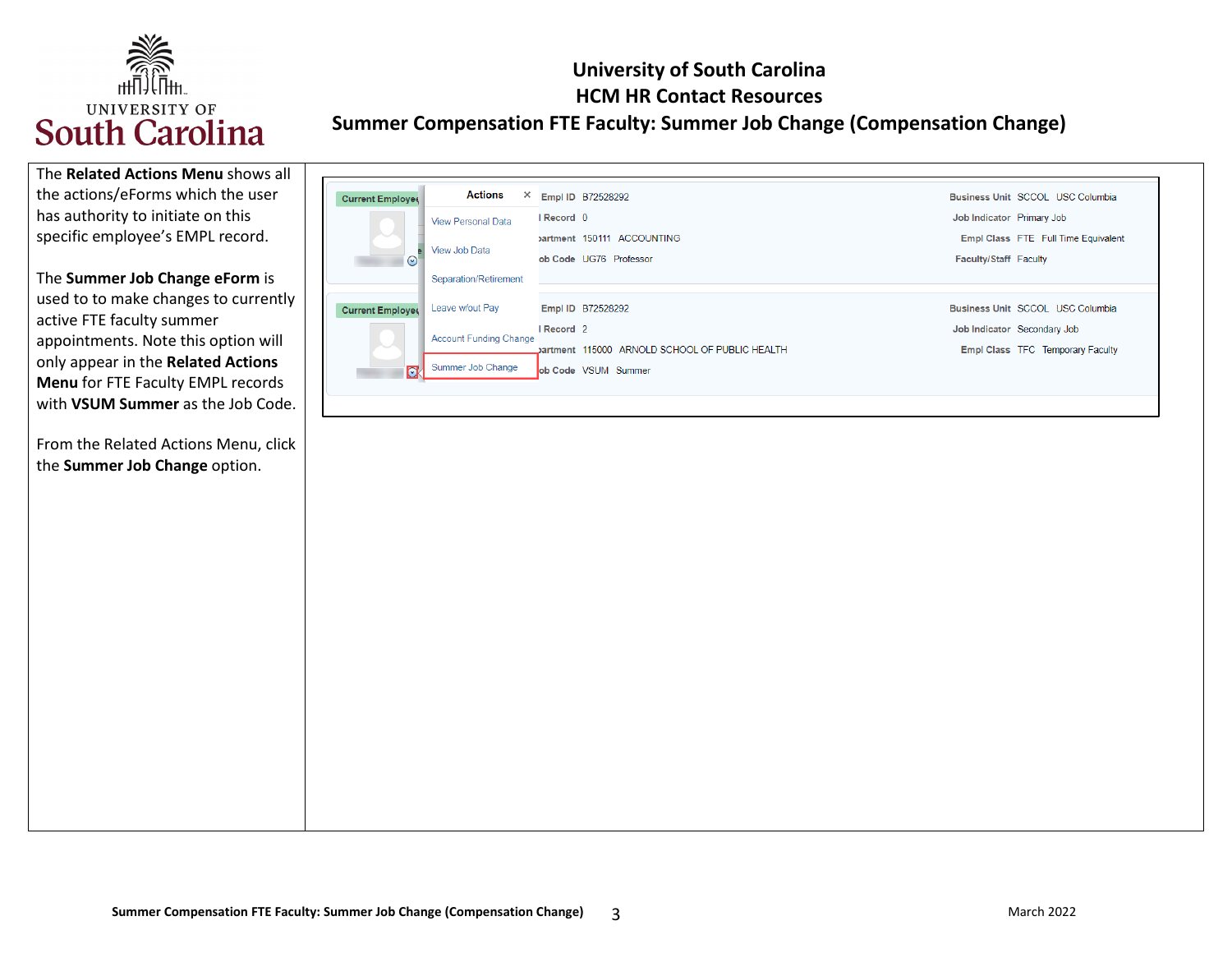The **Related Actions Menu** shows all the actions/eForms which the user has authority to initiate on this specific employee's EMPL record.

The **Summer Job Change eForm** is used to to make changes to currently active FTE faculty summer appointments. Note this option will only appear in the **Related Actions Menu** for FTE Faculty EMPL records with **VSUM Summer** as the Job Code.

From the Related Actions Menu, click the **Summer Job Change** option.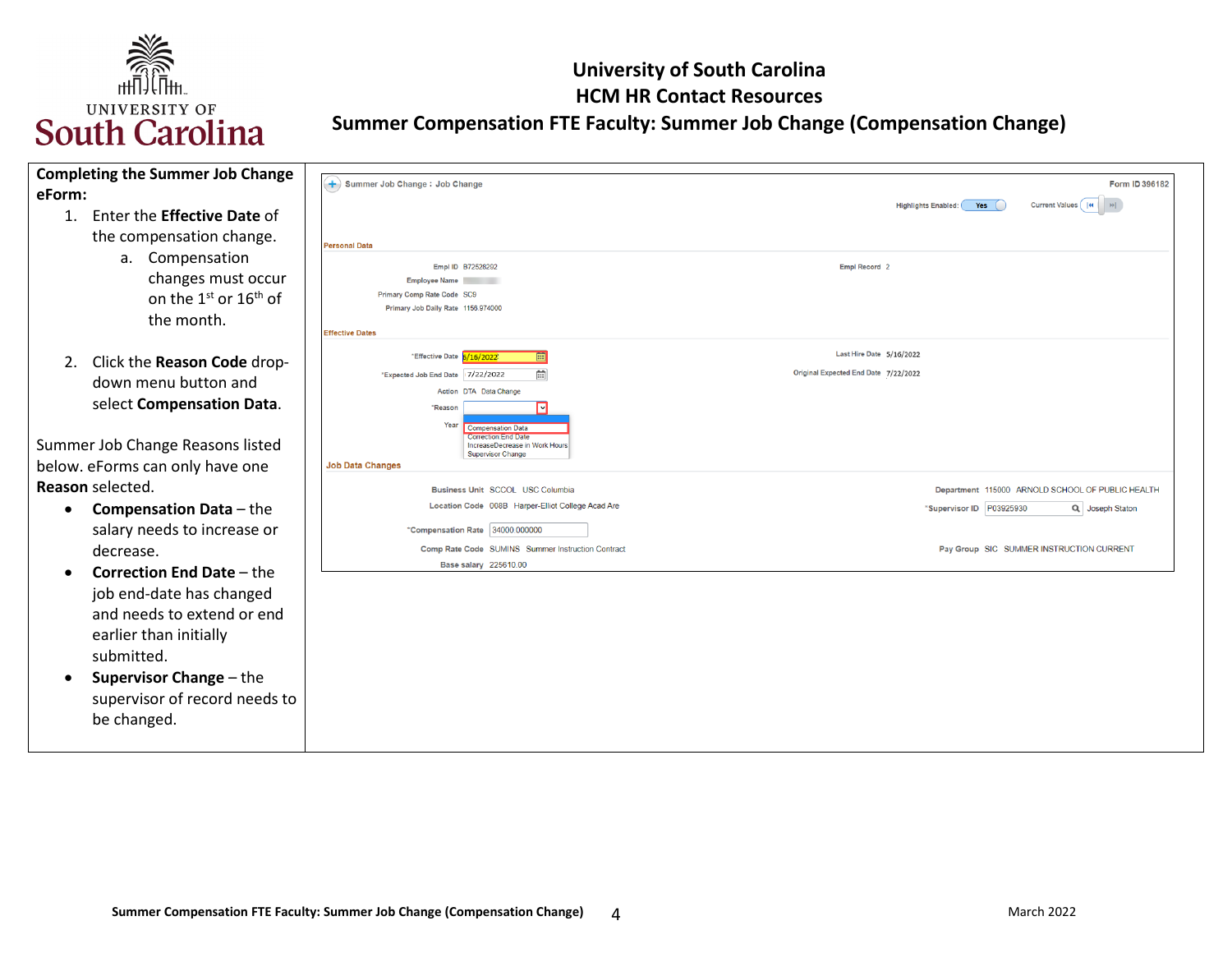# University of South Carolina
## HCM HR Contact Resources
## Summer Compensation FTE Faculty: Summer Job Change (Compensation Change)

**Completing the Summer Job Change eForm:**

1. Enter the **Effective Date** of the compensation change.
   a. Compensation changes must occur on the 1st or 16th of the month.

2. Click the **Reason Code** drop-down menu button and select **Compensation Data**.

Summer Job Change Reasons listed below. eForms can only have one **Reason** selected.

- **Compensation Data** – the salary needs to increase or decrease.
- **Correction End Date** – the job end-date has changed and needs to extend or end earlier than initially submitted.
- **Supervisor Change** – the supervisor of record needs to be changed.

Summer Job Change : Job Change — Form ID 396182

Highlights Enabled: Yes — Current Values

**Personal Data**

Empl ID B72526202 — Empl Record 2
Employee Name
Primary Comp Rate Code SC9
Primary Job Daily Rate 1156.974000

**Effective Dates**

*Effective Date 5/16/2022 — Last Hire Date 5/16/2022
*Expected Job End Date 7/22/2022 — Original Expected End Date 7/22/2022
Action DTA Data Change
*Reason
Year

Reason options: Compensation Data, Correction End Date, IncreaseDecrease in Work Hours, Supervisor Change

**Job Data Changes**

Business Unit SCCOL USC Columbia — Department 115000 ARNOLD SCHOOL OF PUBLIC HEALTH
Location Code 008B Harper-Elliot College Acad Are — *Supervisor ID P03925930 Joseph Staton
*Compensation Rate 34000.000000
Comp Rate Code SUMINS Summer Instruction Contract — Pay Group SIC SUMMER INSTRUCTION CURRENT
Base salary 225610.00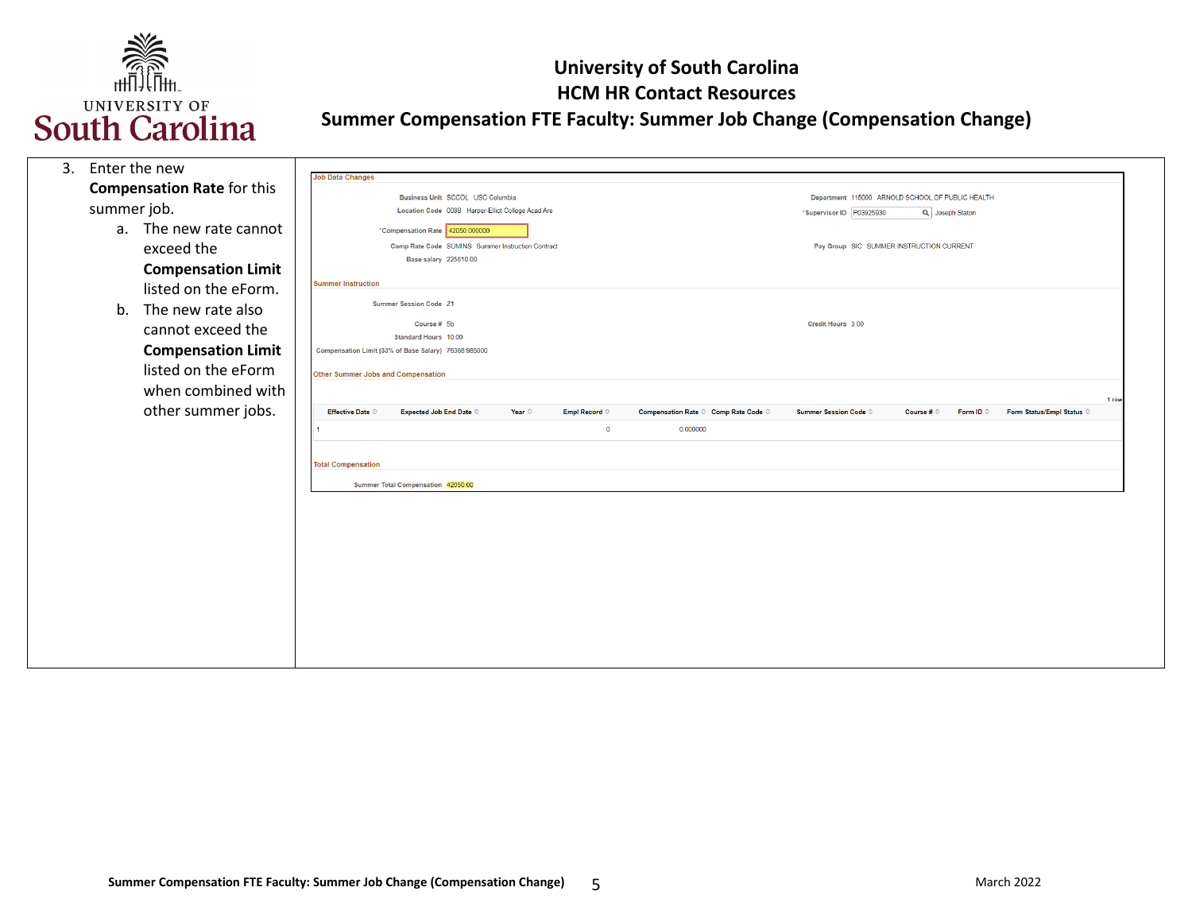3. Enter the new **Compensation Rate** for this summer job.
   a. The new rate cannot exceed the **Compensation Limit** listed on the eForm.
   b. The new rate also cannot exceed the **Compensation Limit** listed on the eForm when combined with other summer jobs.

**Job Data Changes**

Business Unit SCCOL USC Columbia

Department 115000 ARNOLD SCHOOL OF PUBLIC HEALTH

Location Code 008B Harper-Elliot College Acad Are

*Supervisor ID P03925930 Joseph Staton

*Compensation Rate 42050.000000

Comp Rate Code SUMINS Summer Instruction Contract

Pay Group SIC SUMMER INSTRUCTION CURRENT

Base salary 225610.00

**Summer Instruction**

Summer Session Code Z1

Course # 5b

Credit Hours 3.00

Standard Hours 10.00

Compensation Limit (33% of Base Salary) 76368.985000

**Other Summer Jobs and Compensation**

1 row

| Effective Date | Expected Job End Date | Year | Empl Record | Compensation Rate | Comp Rate Code | Summer Session Code | Course # | Form ID | Form Status/Empl Status |
|---|---|---|---|---|---|---|---|---|---|
| 1 | | | 0 | 0.000000 | | | | | |

**Total Compensation**

Summer Total Compensation 42050.00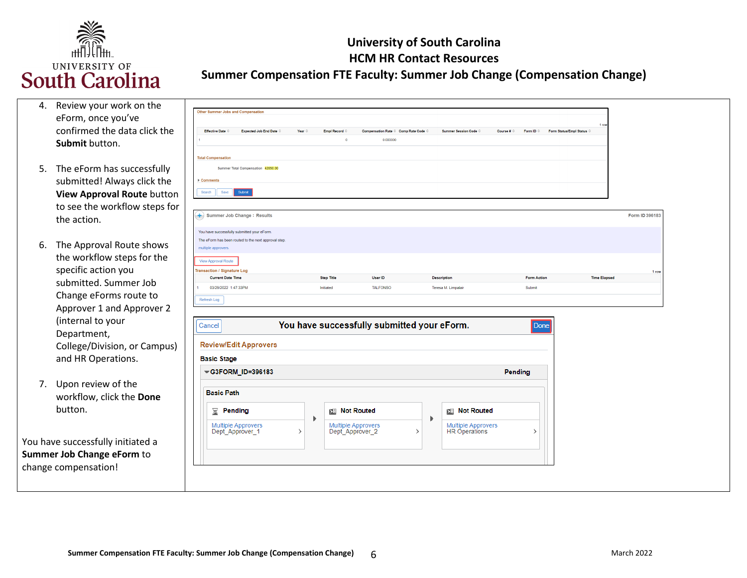4. Review your work on the eForm, once you've confirmed the data click the **Submit** button.

5. The eForm has successfully submitted! Always click the **View Approval Route** button to see the workflow steps for the action.

6. The Approval Route shows the workflow steps for the specific action you submitted. Summer Job Change eForms route to Approver 1 and Approver 2 (internal to your Department, College/Division, or Campus) and HR Operations.

7. Upon review of the workflow, click the **Done** button.

You have successfully initiated a **Summer Job Change eForm** to change compensation!

Other Summer Jobs and Compensation

1 row

| | Effective Date | Expected Job End Date | Year | Empl Record | Compensation Rate | Comp Rate Code | Summer Session Code | Course # | Form ID | Form Status/Empl Status |
|---|---|---|---|---|---|---|---|---|---|---|
| 1 | | | | 0 | 0.000000 | | | | | |

Total Compensation

Summer Total Compensation 42050.00

Comments

Search | Save | Submit

Summer Job Change : Results

Form ID 396183

You have successfully submitted your eForm.

The eForm has been routed to the next approval step.

multiple approvers.

View Approval Route

Transaction / Signature Log

1 row

| | Current Date Time | Step Title | User ID | Description | Form Action | Time Elapsed |
|---|---|---|---|---|---|---|
| 1 | 03/29/2022 1:47:33PM | Initiated | TALFONSO | Teresa M. Limpalair | Submit | |

Refresh Log

Cancel | You have successfully submitted your eForm. | Done

Review/Edit Approvers

Basic Stage

G3FORM_ID=396183 Pending

Basic Path

| Pending | Not Routed | Not Routed |
|---|---|---|
| Multiple Approvers Dept_Approver_1 | Multiple Approvers Dept_Approver_2 | Multiple Approvers HR Operations |